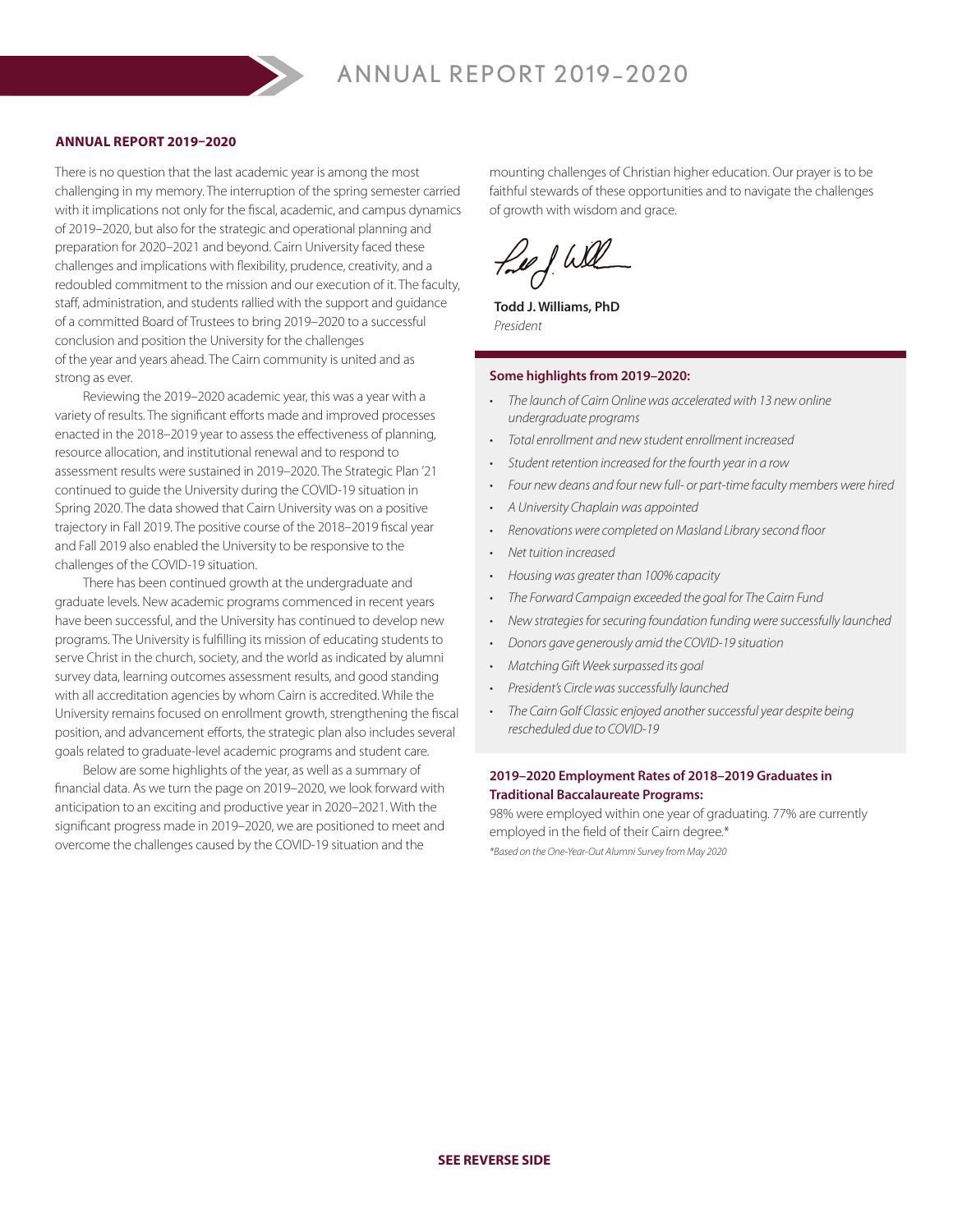# ANNUAL REPORT 2019–2020

## ANNUAL REPORT 2019–2020

There is no question that the last academic year is among the most challenging in my memory. The interruption of the spring semester carried with it implications not only for the fiscal, academic, and campus dynamics of 2019–2020, but also for the strategic and operational planning and preparation for 2020–2021 and beyond. Cairn University faced these challenges and implications with flexibility, prudence, creativity, and a redoubled commitment to the mission and our execution of it. The faculty, staff, administration, and students rallied with the support and guidance of a committed Board of Trustees to bring 2019–2020 to a successful conclusion and position the University for the challenges of the year and years ahead. The Cairn community is united and as strong as ever.

Reviewing the 2019–2020 academic year, this was a year with a variety of results. The significant efforts made and improved processes enacted in the 2018–2019 year to assess the effectiveness of planning, resource allocation, and institutional renewal and to respond to assessment results were sustained in 2019–2020. The Strategic Plan '21 continued to guide the University during the COVID-19 situation in Spring 2020. The data showed that Cairn University was on a positive trajectory in Fall 2019. The positive course of the 2018–2019 fiscal year and Fall 2019 also enabled the University to be responsive to the challenges of the COVID-19 situation.

There has been continued growth at the undergraduate and graduate levels. New academic programs commenced in recent years have been successful, and the University has continued to develop new programs. The University is fulfilling its mission of educating students to serve Christ in the church, society, and the world as indicated by alumni survey data, learning outcomes assessment results, and good standing with all accreditation agencies by whom Cairn is accredited. While the University remains focused on enrollment growth, strengthening the fiscal position, and advancement efforts, the strategic plan also includes several goals related to graduate-level academic programs and student care.

Below are some highlights of the year, as well as a summary of financial data. As we turn the page on 2019–2020, we look forward with anticipation to an exciting and productive year in 2020–2021. With the significant progress made in 2019–2020, we are positioned to meet and overcome the challenges caused by the COVID-19 situation and the mounting challenges of Christian higher education. Our prayer is to be faithful stewards of these opportunities and to navigate the challenges of growth with wisdom and grace.

**Todd J. Williams, PhD**
*President*

### Some highlights from 2019–2020:

- *The launch of Cairn Online was accelerated with 13 new online undergraduate programs*
- *Total enrollment and new student enrollment increased*
- *Student retention increased for the fourth year in a row*
- *Four new deans and four new full- or part-time faculty members were hired*
- *A University Chaplain was appointed*
- *Renovations were completed on Masland Library second floor*
- *Net tuition increased*
- *Housing was greater than 100% capacity*
- *The Forward Campaign exceeded the goal for The Cairn Fund*
- *New strategies for securing foundation funding were successfully launched*
- *Donors gave generously amid the COVID-19 situation*
- *Matching Gift Week surpassed its goal*
- *President's Circle was successfully launched*
- *The Cairn Golf Classic enjoyed another successful year despite being rescheduled due to COVID-19*

### 2019–2020 Employment Rates of 2018–2019 Graduates in Traditional Baccalaureate Programs:

98% were employed within one year of graduating. 77% are currently employed in the field of their Cairn degree.*

*\*Based on the One-Year-Out Alumni Survey from May 2020*

**SEE REVERSE SIDE**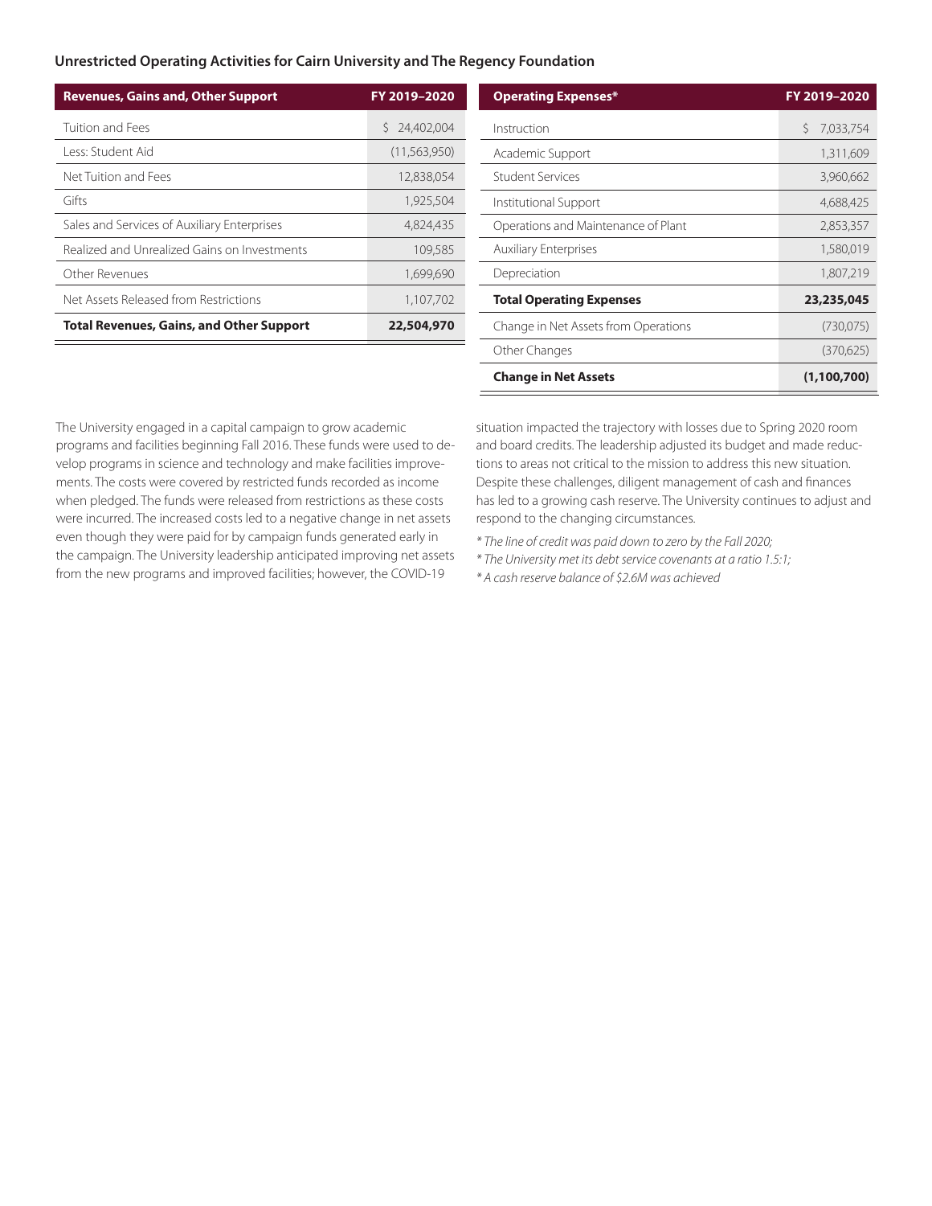### Unrestricted Operating Activities for Cairn University and The Regency Foundation

| Revenues, Gains and, Other Support | FY 2019–2020 |
| --- | --- |
| Tuition and Fees | $ 24,402,004 |
| Less: Student Aid | (11,563,950) |
| Net Tuition and Fees | 12,838,054 |
| Gifts | 1,925,504 |
| Sales and Services of Auxiliary Enterprises | 4,824,435 |
| Realized and Unrealized Gains on Investments | 109,585 |
| Other Revenues | 1,699,690 |
| Net Assets Released from Restrictions | 1,107,702 |
| **Total Revenues, Gains, and Other Support** | **22,504,970** |

| Operating Expenses* | FY 2019–2020 |
| --- | --- |
| Instruction | $ 7,033,754 |
| Academic Support | 1,311,609 |
| Student Services | 3,960,662 |
| Institutional Support | 4,688,425 |
| Operations and Maintenance of Plant | 2,853,357 |
| Auxiliary Enterprises | 1,580,019 |
| Depreciation | 1,807,219 |
| **Total Operating Expenses** | **23,235,045** |
| Change in Net Assets from Operations | (730,075) |
| Other Changes | (370,625) |
| **Change in Net Assets** | **(1,100,700)** |

The University engaged in a capital campaign to grow academic programs and facilities beginning Fall 2016. These funds were used to develop programs in science and technology and make facilities improvements. The costs were covered by restricted funds recorded as income when pledged. The funds were released from restrictions as these costs were incurred. The increased costs led to a negative change in net assets even though they were paid for by campaign funds generated early in the campaign. The University leadership anticipated improving net assets from the new programs and improved facilities; however, the COVID-19 situation impacted the trajectory with losses due to Spring 2020 room and board credits. The leadership adjusted its budget and made reductions to areas not critical to the mission to address this new situation. Despite these challenges, diligent management of cash and finances has led to a growing cash reserve. The University continues to adjust and respond to the changing circumstances.

*\* The line of credit was paid down to zero by the Fall 2020;*

*\* The University met its debt service covenants at a ratio 1.5:1;*

*\* A cash reserve balance of $2.6M was achieved*